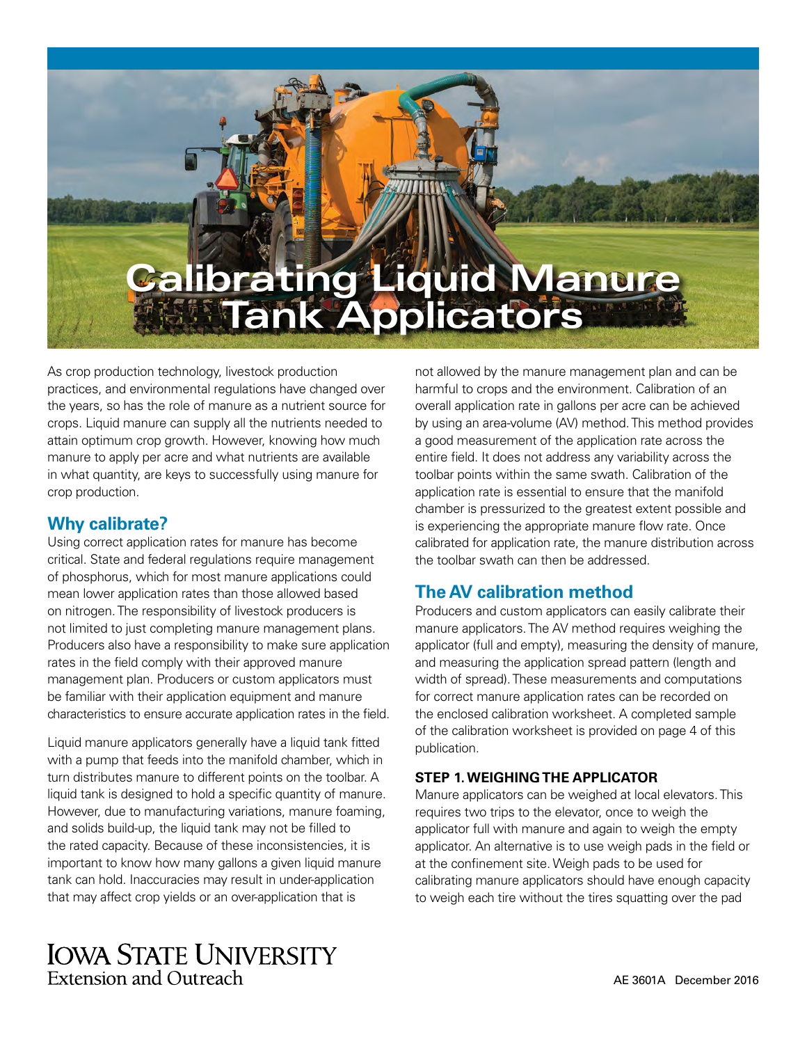# Calibrating Liquid Manure Tank Applicators

As crop production technology, livestock production practices, and environmental regulations have changed over the years, so has the role of manure as a nutrient source for crops. Liquid manure can supply all the nutrients needed to attain optimum crop growth. However, knowing how much manure to apply per acre and what nutrients are available in what quantity, are keys to successfully using manure for crop production.

## Why calibrate?

Using correct application rates for manure has become critical. State and federal regulations require management of phosphorus, which for most manure applications could mean lower application rates than those allowed based on nitrogen. The responsibility of livestock producers is not limited to just completing manure management plans. Producers also have a responsibility to make sure application rates in the field comply with their approved manure management plan. Producers or custom applicators must be familiar with their application equipment and manure characteristics to ensure accurate application rates in the field.

Liquid manure applicators generally have a liquid tank fitted with a pump that feeds into the manifold chamber, which in turn distributes manure to different points on the toolbar. A liquid tank is designed to hold a specific quantity of manure. However, due to manufacturing variations, manure foaming, and solids build-up, the liquid tank may not be filled to the rated capacity. Because of these inconsistencies, it is important to know how many gallons a given liquid manure tank can hold. Inaccuracies may result in under-application that may affect crop yields or an over-application that is not allowed by the manure management plan and can be harmful to crops and the environment. Calibration of an overall application rate in gallons per acre can be achieved by using an area-volume (AV) method. This method provides a good measurement of the application rate across the entire field. It does not address any variability across the toolbar points within the same swath. Calibration of the application rate is essential to ensure that the manifold chamber is pressurized to the greatest extent possible and is experiencing the appropriate manure flow rate. Once calibrated for application rate, the manure distribution across the toolbar swath can then be addressed.

## The AV calibration method

Producers and custom applicators can easily calibrate their manure applicators. The AV method requires weighing the applicator (full and empty), measuring the density of manure, and measuring the application spread pattern (length and width of spread). These measurements and computations for correct manure application rates can be recorded on the enclosed calibration worksheet. A completed sample of the calibration worksheet is provided on page 4 of this publication.

### STEP 1. WEIGHING THE APPLICATOR

Manure applicators can be weighed at local elevators. This requires two trips to the elevator, once to weigh the applicator full with manure and again to weigh the empty applicator. An alternative is to use weigh pads in the field or at the confinement site. Weigh pads to be used for calibrating manure applicators should have enough capacity to weigh each tire without the tires squatting over the pad

Iowa State University Extension and Outreach

AE 3601A December 2016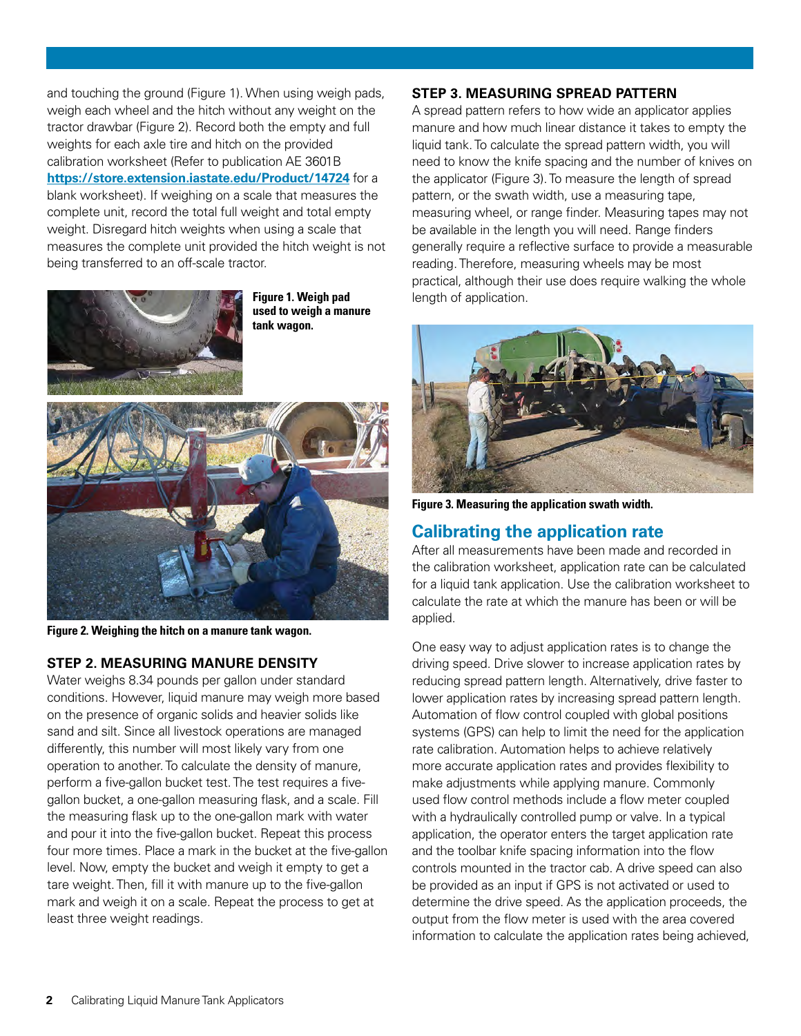and touching the ground (Figure 1). When using weigh pads, weigh each wheel and the hitch without any weight on the tractor drawbar (Figure 2). Record both the empty and full weights for each axle tire and hitch on the provided calibration worksheet (Refer to publication AE 3601B **https://store.extension.iastate.edu/Product/14724** for a blank worksheet). If weighing on a scale that measures the complete unit, record the total full weight and total empty weight. Disregard hitch weights when using a scale that measures the complete unit provided the hitch weight is not being transferred to an off-scale tractor.

**Figure 1. Weigh pad used to weigh a manure tank wagon.**

**Figure 2. Weighing the hitch on a manure tank wagon.**

### STEP 2. MEASURING MANURE DENSITY

Water weighs 8.34 pounds per gallon under standard conditions. However, liquid manure may weigh more based on the presence of organic solids and heavier solids like sand and silt. Since all livestock operations are managed differently, this number will most likely vary from one operation to another. To calculate the density of manure, perform a five-gallon bucket test. The test requires a five-gallon bucket, a one-gallon measuring flask, and a scale. Fill the measuring flask up to the one-gallon mark with water and pour it into the five-gallon bucket. Repeat this process four more times. Place a mark in the bucket at the five-gallon level. Now, empty the bucket and weigh it empty to get a tare weight. Then, fill it with manure up to the five-gallon mark and weigh it on a scale. Repeat the process to get at least three weight readings.

### STEP 3. MEASURING SPREAD PATTERN

A spread pattern refers to how wide an applicator applies manure and how much linear distance it takes to empty the liquid tank. To calculate the spread pattern width, you will need to know the knife spacing and the number of knives on the applicator (Figure 3). To measure the length of spread pattern, or the swath width, use a measuring tape, measuring wheel, or range finder. Measuring tapes may not be available in the length you will need. Range finders generally require a reflective surface to provide a measurable reading. Therefore, measuring wheels may be most practical, although their use does require walking the whole length of application.

**Figure 3. Measuring the application swath width.**

## Calibrating the application rate

After all measurements have been made and recorded in the calibration worksheet, application rate can be calculated for a liquid tank application. Use the calibration worksheet to calculate the rate at which the manure has been or will be applied.

One easy way to adjust application rates is to change the driving speed. Drive slower to increase application rates by reducing spread pattern length. Alternatively, drive faster to lower application rates by increasing spread pattern length. Automation of flow control coupled with global positions systems (GPS) can help to limit the need for the application rate calibration. Automation helps to achieve relatively more accurate application rates and provides flexibility to make adjustments while applying manure. Commonly used flow control methods include a flow meter coupled with a hydraulically controlled pump or valve. In a typical application, the operator enters the target application rate and the toolbar knife spacing information into the flow controls mounted in the tractor cab. A drive speed can also be provided as an input if GPS is not activated or used to determine the drive speed. As the application proceeds, the output from the flow meter is used with the area covered information to calculate the application rates being achieved,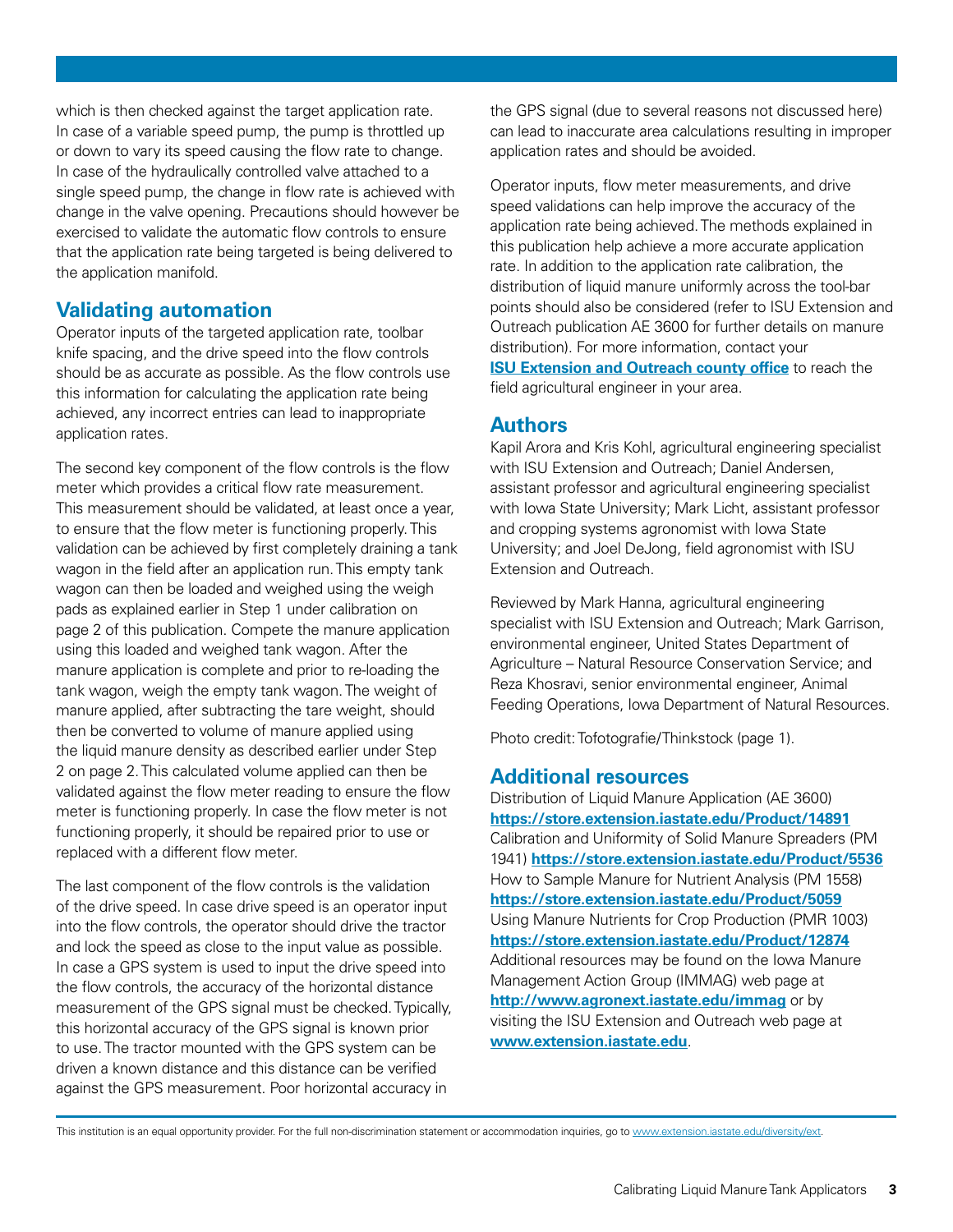which is then checked against the target application rate. In case of a variable speed pump, the pump is throttled up or down to vary its speed causing the flow rate to change. In case of the hydraulically controlled valve attached to a single speed pump, the change in flow rate is achieved with change in the valve opening. Precautions should however be exercised to validate the automatic flow controls to ensure that the application rate being targeted is being delivered to the application manifold.

## Validating automation

Operator inputs of the targeted application rate, toolbar knife spacing, and the drive speed into the flow controls should be as accurate as possible. As the flow controls use this information for calculating the application rate being achieved, any incorrect entries can lead to inappropriate application rates.

The second key component of the flow controls is the flow meter which provides a critical flow rate measurement. This measurement should be validated, at least once a year, to ensure that the flow meter is functioning properly. This validation can be achieved by first completely draining a tank wagon in the field after an application run. This empty tank wagon can then be loaded and weighed using the weigh pads as explained earlier in Step 1 under calibration on page 2 of this publication. Compete the manure application using this loaded and weighed tank wagon. After the manure application is complete and prior to re-loading the tank wagon, weigh the empty tank wagon. The weight of manure applied, after subtracting the tare weight, should then be converted to volume of manure applied using the liquid manure density as described earlier under Step 2 on page 2. This calculated volume applied can then be validated against the flow meter reading to ensure the flow meter is functioning properly. In case the flow meter is not functioning properly, it should be repaired prior to use or replaced with a different flow meter.

The last component of the flow controls is the validation of the drive speed. In case drive speed is an operator input into the flow controls, the operator should drive the tractor and lock the speed as close to the input value as possible. In case a GPS system is used to input the drive speed into the flow controls, the accuracy of the horizontal distance measurement of the GPS signal must be checked. Typically, this horizontal accuracy of the GPS signal is known prior to use. The tractor mounted with the GPS system can be driven a known distance and this distance can be verified against the GPS measurement. Poor horizontal accuracy in the GPS signal (due to several reasons not discussed here) can lead to inaccurate area calculations resulting in improper application rates and should be avoided.

Operator inputs, flow meter measurements, and drive speed validations can help improve the accuracy of the application rate being achieved. The methods explained in this publication help achieve a more accurate application rate. In addition to the application rate calibration, the distribution of liquid manure uniformly across the tool-bar points should also be considered (refer to ISU Extension and Outreach publication AE 3600 for further details on manure distribution). For more information, contact your **ISU Extension and Outreach county office** to reach the field agricultural engineer in your area.

## Authors

Kapil Arora and Kris Kohl, agricultural engineering specialist with ISU Extension and Outreach; Daniel Andersen, assistant professor and agricultural engineering specialist with Iowa State University; Mark Licht, assistant professor and cropping systems agronomist with Iowa State University; and Joel DeJong, field agronomist with ISU Extension and Outreach.

Reviewed by Mark Hanna, agricultural engineering specialist with ISU Extension and Outreach; Mark Garrison, environmental engineer, United States Department of Agriculture – Natural Resource Conservation Service; and Reza Khosravi, senior environmental engineer, Animal Feeding Operations, Iowa Department of Natural Resources.

Photo credit: Tofotografie/Thinkstock (page 1).

## Additional resources

Distribution of Liquid Manure Application (AE 3600) **https://store.extension.iastate.edu/Product/14891**
Calibration and Uniformity of Solid Manure Spreaders (PM 1941) **https://store.extension.iastate.edu/Product/5536**
How to Sample Manure for Nutrient Analysis (PM 1558) **https://store.extension.iastate.edu/Product/5059**
Using Manure Nutrients for Crop Production (PMR 1003) **https://store.extension.iastate.edu/Product/12874**
Additional resources may be found on the Iowa Manure Management Action Group (IMMAG) web page at **http://www.agronext.iastate.edu/immag** or by visiting the ISU Extension and Outreach web page at **www.extension.iastate.edu**.

This institution is an equal opportunity provider. For the full non-discrimination statement or accommodation inquiries, go to www.extension.iastate.edu/diversity/ext.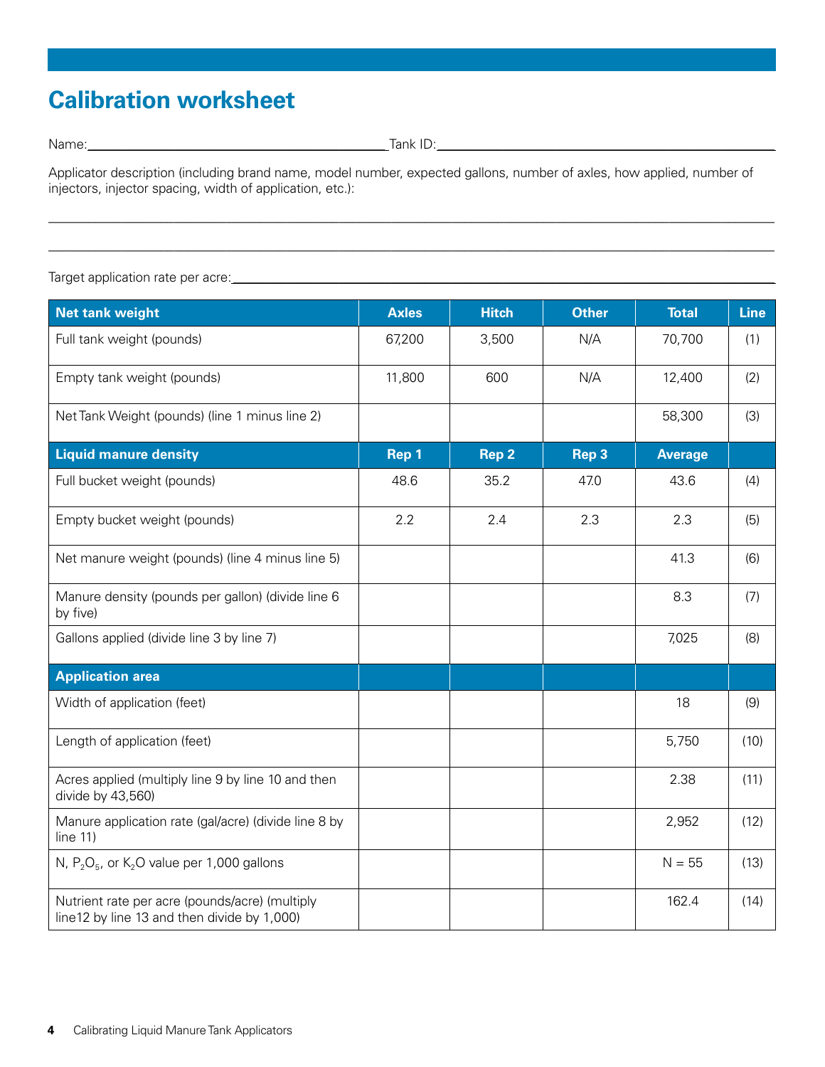## Calibration worksheet

Name:________________________ Tank ID:________________________

Applicator description (including brand name, model number, expected gallons, number of axles, how applied, number of injectors, injector spacing, width of application, etc.):

_______________________________________________________________

_______________________________________________________________

Target application rate per acre:________________________

| Net tank weight | Axles | Hitch | Other | Total | Line |
|---|---|---|---|---|---|
| Full tank weight (pounds) | 67,200 | 3,500 | N/A | 70,700 | (1) |
| Empty tank weight (pounds) | 11,800 | 600 | N/A | 12,400 | (2) |
| Net Tank Weight (pounds) (line 1 minus line 2) | | | | 58,300 | (3) |
| **Liquid manure density** | **Rep 1** | **Rep 2** | **Rep 3** | **Average** | |
| Full bucket weight (pounds) | 48.6 | 35.2 | 47.0 | 43.6 | (4) |
| Empty bucket weight (pounds) | 2.2 | 2.4 | 2.3 | 2.3 | (5) |
| Net manure weight (pounds) (line 4 minus line 5) | | | | 41.3 | (6) |
| Manure density (pounds per gallon) (divide line 6 by five) | | | | 8.3 | (7) |
| Gallons applied (divide line 3 by line 7) | | | | 7,025 | (8) |
| **Application area** | | | | | |
| Width of application (feet) | | | | 18 | (9) |
| Length of application (feet) | | | | 5,750 | (10) |
| Acres applied (multiply line 9 by line 10 and then divide by 43,560) | | | | 2.38 | (11) |
| Manure application rate (gal/acre) (divide line 8 by line 11) | | | | 2,952 | (12) |
| N, $P_2O_5$, or $K_2O$ value per 1,000 gallons | | | | N = 55 | (13) |
| Nutrient rate per acre (pounds/acre) (multiply line12 by line 13 and then divide by 1,000) | | | | 162.4 | (14) |